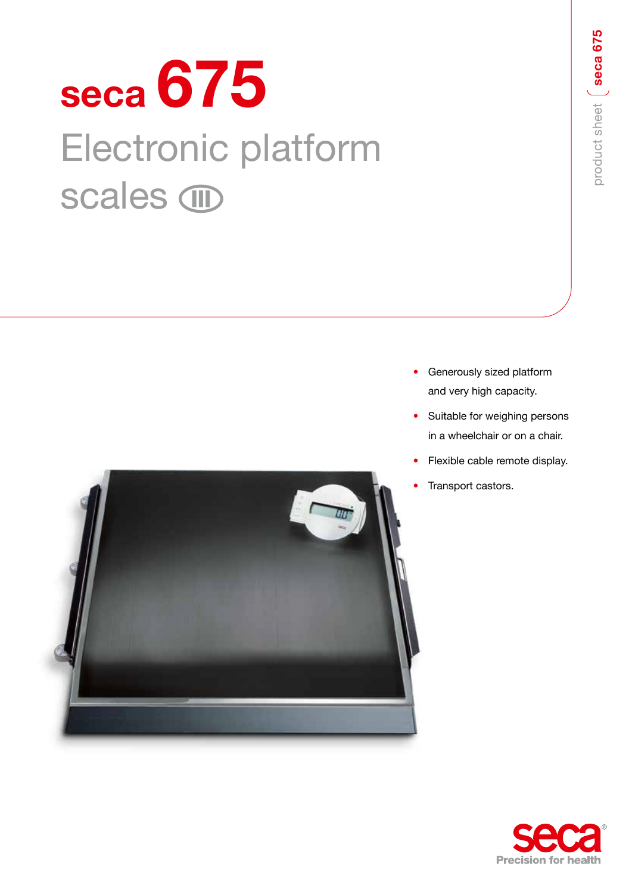# seca 675

## Electronic platform scales

- Generously sized platform and very high capacity.
- Suitable for weighing persons in a wheelchair or on a chair.
- Flexible cable remote display.
- Transport castors.

seca
Precision for health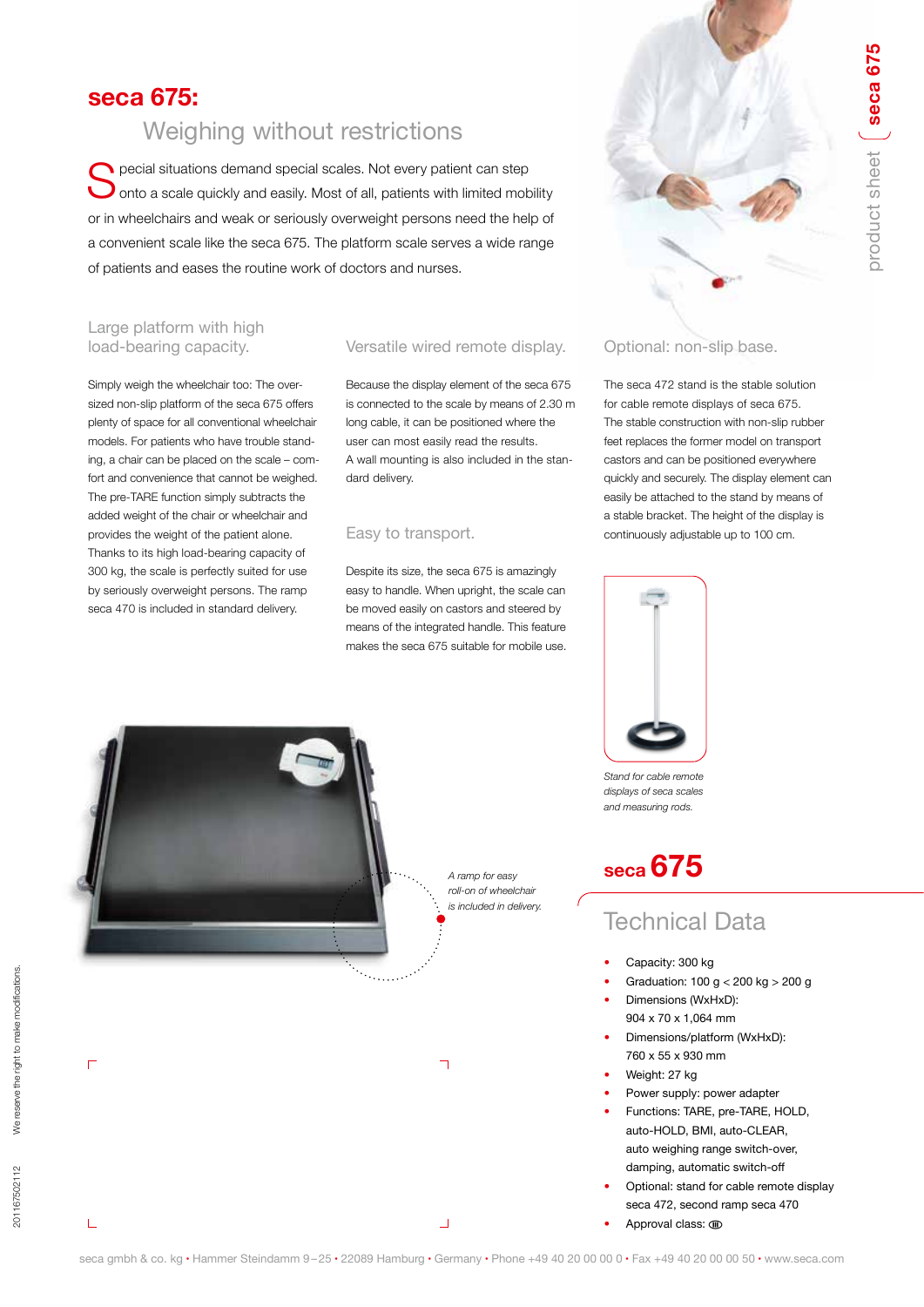# seca 675:

## Weighing without restrictions

Special situations demand special scales. Not every patient can step onto a scale quickly and easily. Most of all, patients with limited mobility or in wheelchairs and weak or seriously overweight persons need the help of a convenient scale like the seca 675. The platform scale serves a wide range of patients and eases the routine work of doctors and nurses.

### Large platform with high load-bearing capacity.

Simply weigh the wheelchair too: The oversized non-slip platform of the seca 675 offers plenty of space for all conventional wheelchair models. For patients who have trouble standing, a chair can be placed on the scale – comfort and convenience that cannot be weighed. The pre-TARE function simply subtracts the added weight of the chair or wheelchair and provides the weight of the patient alone. Thanks to its high load-bearing capacity of 300 kg, the scale is perfectly suited for use by seriously overweight persons. The ramp seca 470 is included in standard delivery.

### Versatile wired remote display.

Because the display element of the seca 675 is connected to the scale by means of 2.30 m long cable, it can be positioned where the user can most easily read the results. A wall mounting is also included in the standard delivery.

### Easy to transport.

Despite its size, the seca 675 is amazingly easy to handle. When upright, the scale can be moved easily on castors and steered by means of the integrated handle. This feature makes the seca 675 suitable for mobile use.

### Optional: non-slip base.

The seca 472 stand is the stable solution for cable remote displays of seca 675. The stable construction with non-slip rubber feet replaces the former model on transport castors and can be positioned everywhere quickly and securely. The display element can easily be attached to the stand by means of a stable bracket. The height of the display is continuously adjustable up to 100 cm.

*Stand for cable remote displays of seca scales and measuring rods.*

*A ramp for easy roll-on of wheelchair is included in delivery.*

## seca 675

### Technical Data

- Capacity: 300 kg
- Graduation: 100 g < 200 kg > 200 g
- Dimensions (WxHxD): 904 x 70 x 1,064 mm
- Dimensions/platform (WxHxD): 760 x 55 x 930 mm
- Weight: 27 kg
- Power supply: power adapter
- Functions: TARE, pre-TARE, HOLD, auto-HOLD, BMI, auto-CLEAR, auto weighing range switch-over, damping, automatic switch-off
- Optional: stand for cable remote display seca 472, second ramp seca 470
- Approval class: III

We reserve the right to make modifications.

20116750212

seca gmbh & co. kg • Hammer Steindamm 9–25 • 22089 Hamburg • Germany • Phone +49 40 20 00 00 0 • Fax +49 40 20 00 00 50 • www.seca.com